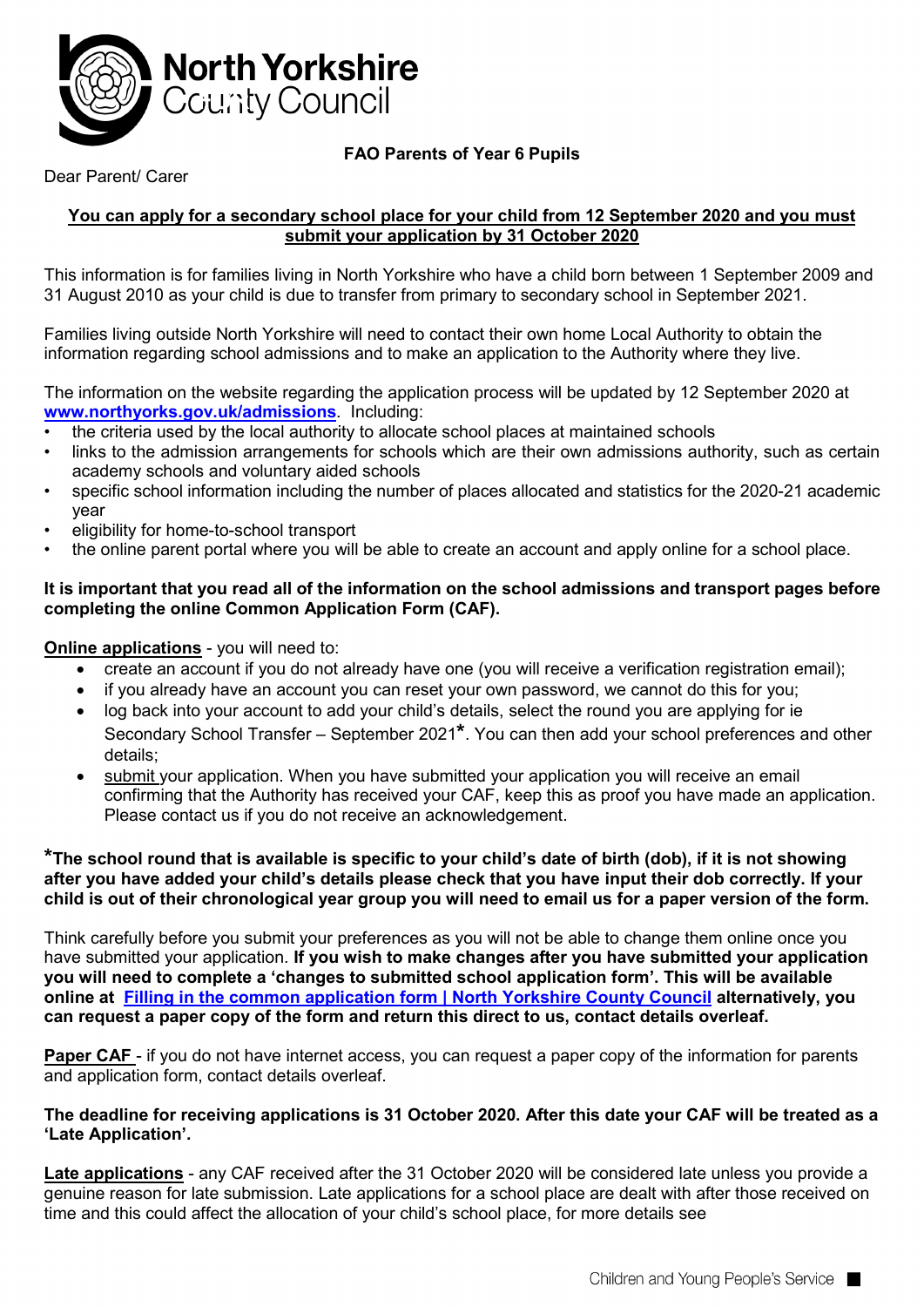North Yorkshire County Council

**FAO Parents of Year 6 Pupils**

Dear Parent/ Carer

**You can apply for a secondary school place for your child from 12 September 2020 and you must submit your application by 31 October 2020**

This information is for families living in North Yorkshire who have a child born between 1 September 2009 and 31 August 2010 as your child is due to transfer from primary to secondary school in September 2021.

Families living outside North Yorkshire will need to contact their own home Local Authority to obtain the information regarding school admissions and to make an application to the Authority where they live.

The information on the website regarding the application process will be updated by 12 September 2020 at **www.northyorks.gov.uk/admissions**. Including:

- the criteria used by the local authority to allocate school places at maintained schools
- links to the admission arrangements for schools which are their own admissions authority, such as certain academy schools and voluntary aided schools
- specific school information including the number of places allocated and statistics for the 2020-21 academic year
- eligibility for home-to-school transport
- the online parent portal where you will be able to create an account and apply online for a school place.

**It is important that you read all of the information on the school admissions and transport pages before completing the online Common Application Form (CAF).**

**Online applications** - you will need to:

- create an account if you do not already have one (you will receive a verification registration email);
- if you already have an account you can reset your own password, we cannot do this for you;
- log back into your account to add your child's details, select the round you are applying for ie Secondary School Transfer – September 2021*. You can then add your school preferences and other details;
- submit your application. When you have submitted your application you will receive an email confirming that the Authority has received your CAF, keep this as proof you have made an application. Please contact us if you do not receive an acknowledgement.

**\*The school round that is available is specific to your child's date of birth (dob), if it is not showing after you have added your child's details please check that you have input their dob correctly. If your child is out of their chronological year group you will need to email us for a paper version of the form.**

Think carefully before you submit your preferences as you will not be able to change them online once you have submitted your application. **If you wish to make changes after you have submitted your application you will need to complete a 'changes to submitted school application form'. This will be available online at Filling in the common application form | North Yorkshire County Council alternatively, you can request a paper copy of the form and return this direct to us, contact details overleaf.**

**Paper CAF** - if you do not have internet access, you can request a paper copy of the information for parents and application form, contact details overleaf.

**The deadline for receiving applications is 31 October 2020. After this date your CAF will be treated as a 'Late Application'.**

**Late applications** - any CAF received after the 31 October 2020 will be considered late unless you provide a genuine reason for late submission. Late applications for a school place are dealt with after those received on time and this could affect the allocation of your child's school place, for more details see

Children and Young People's Service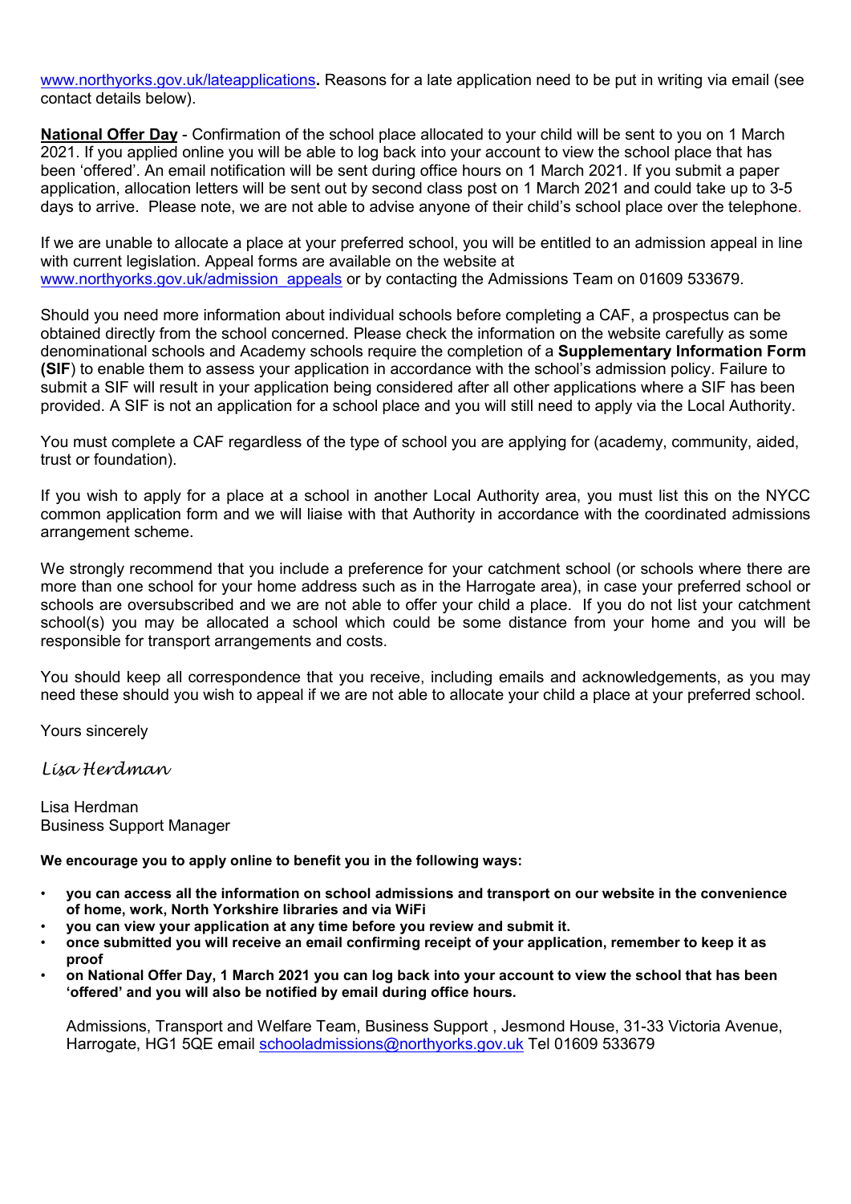www.northyorks.gov.uk/lateapplications**.** Reasons for a late application need to be put in writing via email (see contact details below).

**National Offer Day** - Confirmation of the school place allocated to your child will be sent to you on 1 March 2021. If you applied online you will be able to log back into your account to view the school place that has been 'offered'. An email notification will be sent during office hours on 1 March 2021. If you submit a paper application, allocation letters will be sent out by second class post on 1 March 2021 and could take up to 3-5 days to arrive. Please note, we are not able to advise anyone of their child's school place over the telephone.

If we are unable to allocate a place at your preferred school, you will be entitled to an admission appeal in line with current legislation. Appeal forms are available on the website at www.northyorks.gov.uk/admission_appeals or by contacting the Admissions Team on 01609 533679.

Should you need more information about individual schools before completing a CAF, a prospectus can be obtained directly from the school concerned. Please check the information on the website carefully as some denominational schools and Academy schools require the completion of a **Supplementary Information Form (SIF**) to enable them to assess your application in accordance with the school's admission policy. Failure to submit a SIF will result in your application being considered after all other applications where a SIF has been provided. A SIF is not an application for a school place and you will still need to apply via the Local Authority.

You must complete a CAF regardless of the type of school you are applying for (academy, community, aided, trust or foundation).

If you wish to apply for a place at a school in another Local Authority area, you must list this on the NYCC common application form and we will liaise with that Authority in accordance with the coordinated admissions arrangement scheme.

We strongly recommend that you include a preference for your catchment school (or schools where there are more than one school for your home address such as in the Harrogate area), in case your preferred school or schools are oversubscribed and we are not able to offer your child a place. If you do not list your catchment school(s) you may be allocated a school which could be some distance from your home and you will be responsible for transport arrangements and costs.

You should keep all correspondence that you receive, including emails and acknowledgements, as you may need these should you wish to appeal if we are not able to allocate your child a place at your preferred school.

Yours sincerely

*Lisa Herdman*

Lisa Herdman
Business Support Manager

**We encourage you to apply online to benefit you in the following ways:**

- **you can access all the information on school admissions and transport on our website in the convenience of home, work, North Yorkshire libraries and via WiFi**
- **you can view your application at any time before you review and submit it.**
- **once submitted you will receive an email confirming receipt of your application, remember to keep it as proof**
- **on National Offer Day, 1 March 2021 you can log back into your account to view the school that has been 'offered' and you will also be notified by email during office hours.**

Admissions, Transport and Welfare Team, Business Support , Jesmond House, 31-33 Victoria Avenue, Harrogate, HG1 5QE email schooladmissions@northyorks.gov.uk Tel 01609 533679